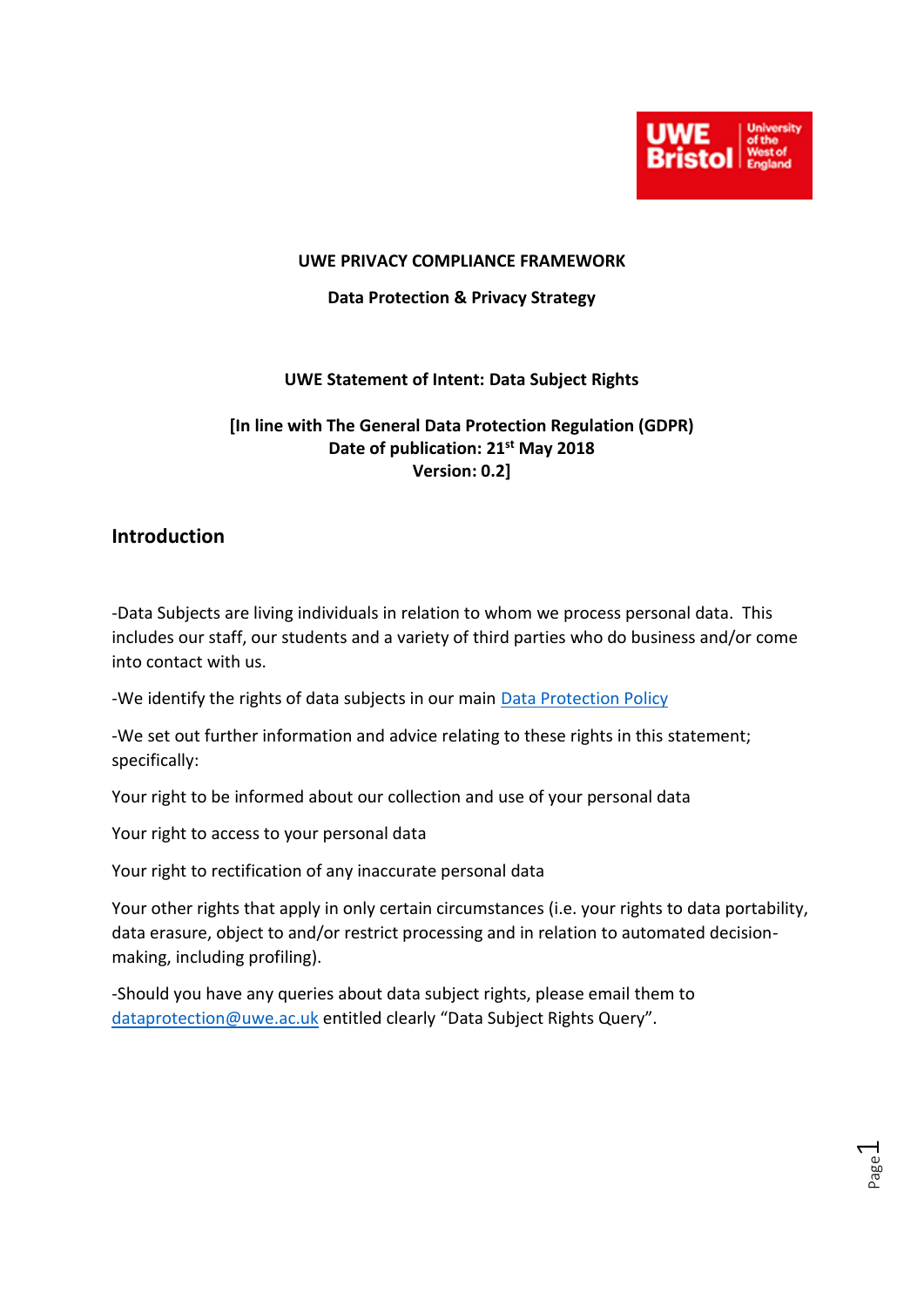**UWE PRIVACY COMPLIANCE FRAMEWORK**

**Data Protection & Privacy Strategy**

**UWE Statement of Intent: Data Subject Rights**

**[In line with The General Data Protection Regulation (GDPR)**
**Date of publication: 21st May 2018**
**Version: 0.2]**

## Introduction

-Data Subjects are living individuals in relation to whom we process personal data. This includes our staff, our students and a variety of third parties who do business and/or come into contact with us.

-We identify the rights of data subjects in our main Data Protection Policy

-We set out further information and advice relating to these rights in this statement; specifically:

Your right to be informed about our collection and use of your personal data

Your right to access to your personal data

Your right to rectification of any inaccurate personal data

Your other rights that apply in only certain circumstances (i.e. your rights to data portability, data erasure, object to and/or restrict processing and in relation to automated decision-making, including profiling).

-Should you have any queries about data subject rights, please email them to dataprotection@uwe.ac.uk entitled clearly "Data Subject Rights Query".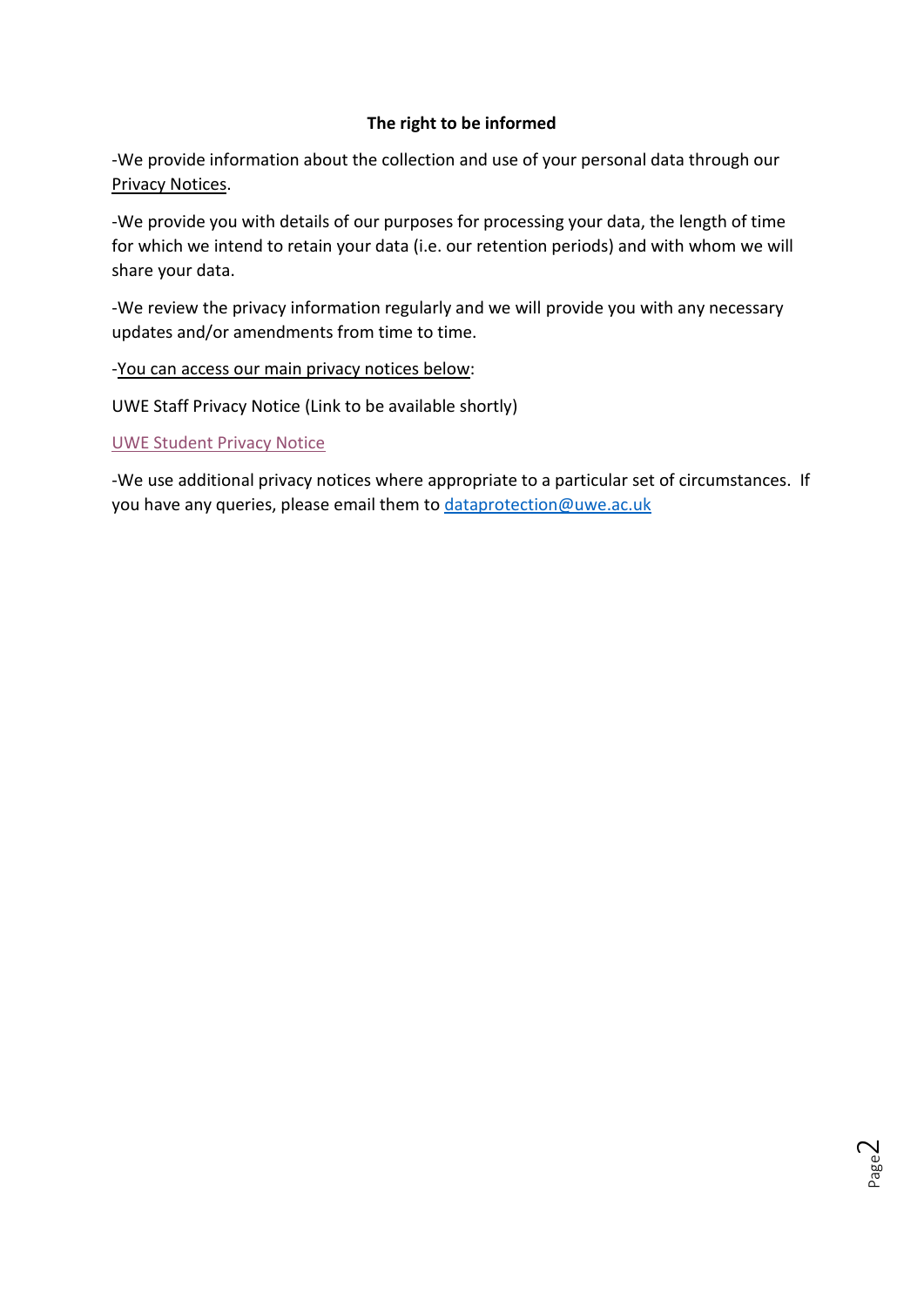**The right to be informed**

-We provide information about the collection and use of your personal data through our Privacy Notices.

-We provide you with details of our purposes for processing your data, the length of time for which we intend to retain your data (i.e. our retention periods) and with whom we will share your data.

-We review the privacy information regularly and we will provide you with any necessary updates and/or amendments from time to time.

-You can access our main privacy notices below:

UWE Staff Privacy Notice (Link to be available shortly)

UWE Student Privacy Notice

-We use additional privacy notices where appropriate to a particular set of circumstances. If you have any queries, please email them to dataprotection@uwe.ac.uk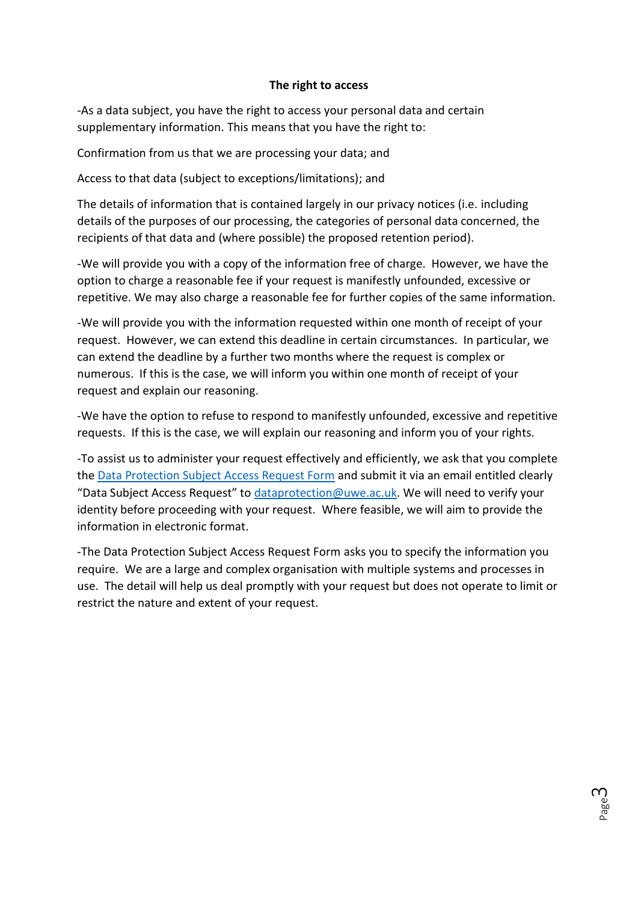**The right to access**

-As a data subject, you have the right to access your personal data and certain supplementary information. This means that you have the right to:

Confirmation from us that we are processing your data; and

Access to that data (subject to exceptions/limitations); and

The details of information that is contained largely in our privacy notices (i.e. including details of the purposes of our processing, the categories of personal data concerned, the recipients of that data and (where possible) the proposed retention period).

-We will provide you with a copy of the information free of charge. However, we have the option to charge a reasonable fee if your request is manifestly unfounded, excessive or repetitive. We may also charge a reasonable fee for further copies of the same information.

-We will provide you with the information requested within one month of receipt of your request. However, we can extend this deadline in certain circumstances. In particular, we can extend the deadline by a further two months where the request is complex or numerous. If this is the case, we will inform you within one month of receipt of your request and explain our reasoning.

-We have the option to refuse to respond to manifestly unfounded, excessive and repetitive requests. If this is the case, we will explain our reasoning and inform you of your rights.

-To assist us to administer your request effectively and efficiently, we ask that you complete the Data Protection Subject Access Request Form and submit it via an email entitled clearly "Data Subject Access Request" to dataprotection@uwe.ac.uk. We will need to verify your identity before proceeding with your request. Where feasible, we will aim to provide the information in electronic format.

-The Data Protection Subject Access Request Form asks you to specify the information you require. We are a large and complex organisation with multiple systems and processes in use. The detail will help us deal promptly with your request but does not operate to limit or restrict the nature and extent of your request.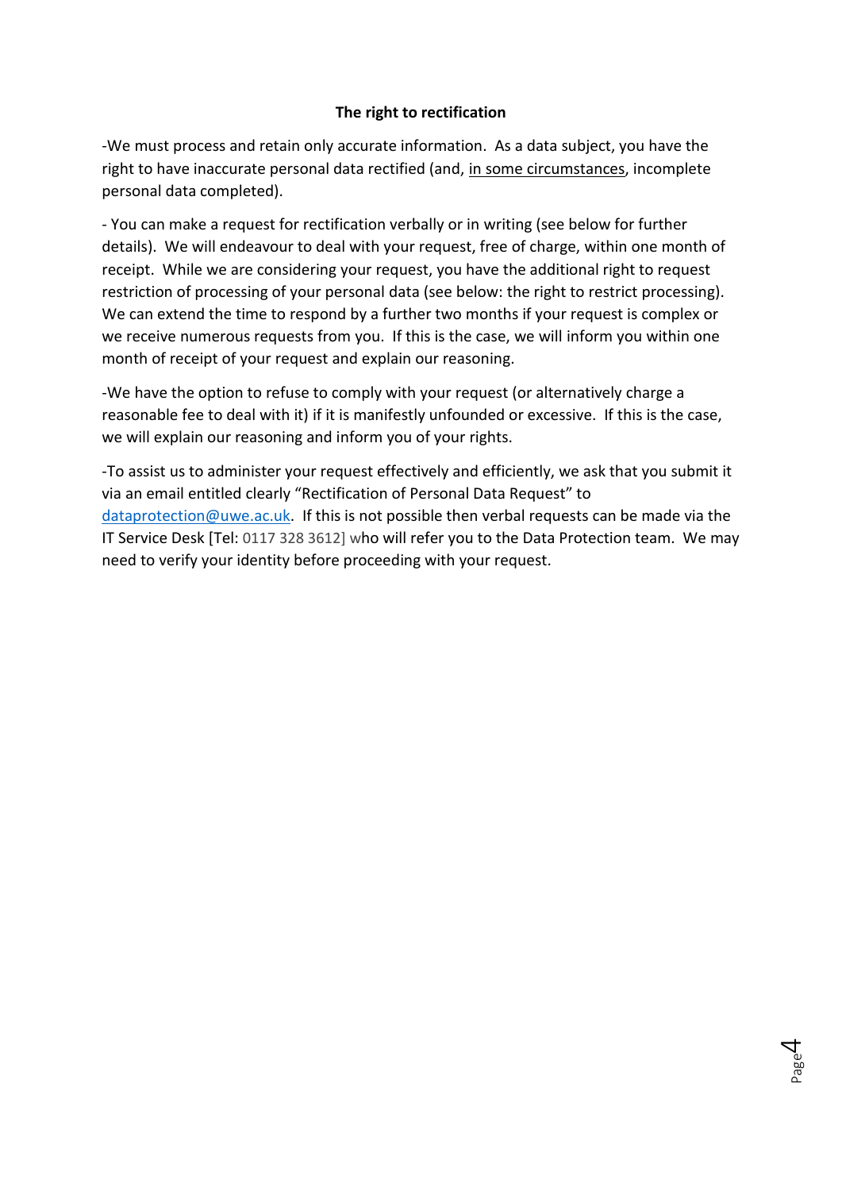### The right to rectification

-We must process and retain only accurate information. As a data subject, you have the right to have inaccurate personal data rectified (and, in some circumstances, incomplete personal data completed).

- You can make a request for rectification verbally or in writing (see below for further details). We will endeavour to deal with your request, free of charge, within one month of receipt. While we are considering your request, you have the additional right to request restriction of processing of your personal data (see below: the right to restrict processing). We can extend the time to respond by a further two months if your request is complex or we receive numerous requests from you. If this is the case, we will inform you within one month of receipt of your request and explain our reasoning.

-We have the option to refuse to comply with your request (or alternatively charge a reasonable fee to deal with it) if it is manifestly unfounded or excessive. If this is the case, we will explain our reasoning and inform you of your rights.

-To assist us to administer your request effectively and efficiently, we ask that you submit it via an email entitled clearly "Rectification of Personal Data Request" to dataprotection@uwe.ac.uk. If this is not possible then verbal requests can be made via the IT Service Desk [Tel: 0117 328 3612] who will refer you to the Data Protection team. We may need to verify your identity before proceeding with your request.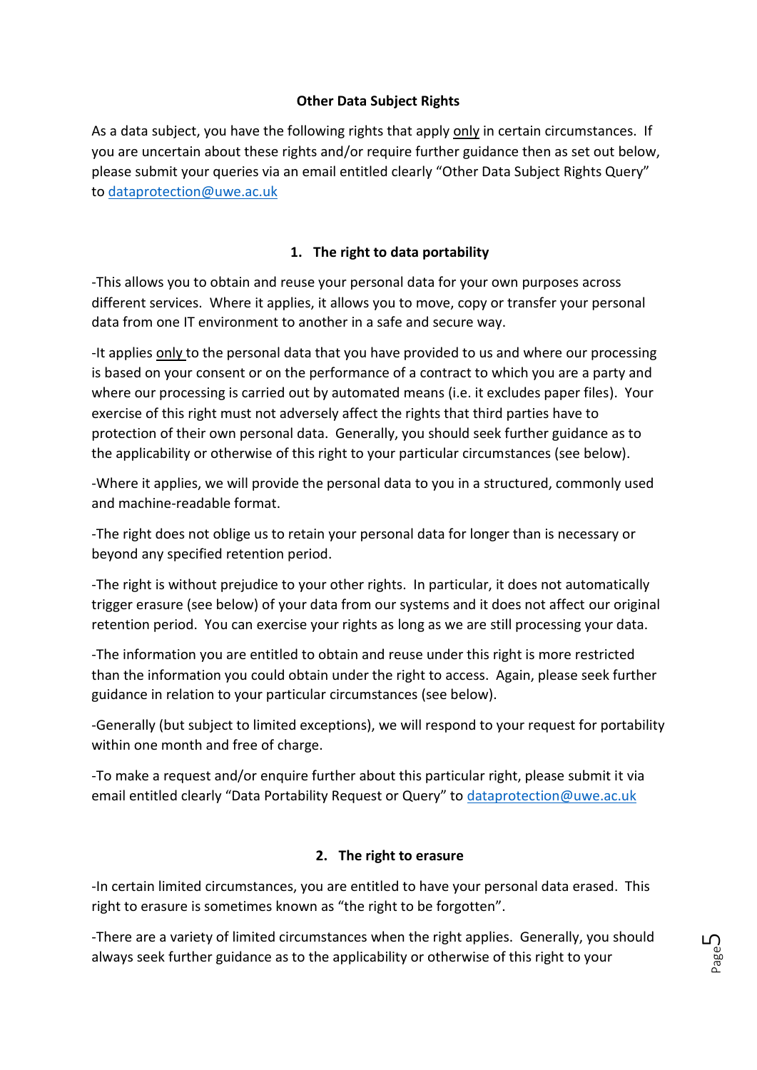**Other Data Subject Rights**

As a data subject, you have the following rights that apply only in certain circumstances. If you are uncertain about these rights and/or require further guidance then as set out below, please submit your queries via an email entitled clearly "Other Data Subject Rights Query" to dataprotection@uwe.ac.uk

**1. The right to data portability**

-This allows you to obtain and reuse your personal data for your own purposes across different services. Where it applies, it allows you to move, copy or transfer your personal data from one IT environment to another in a safe and secure way.

-It applies only to the personal data that you have provided to us and where our processing is based on your consent or on the performance of a contract to which you are a party and where our processing is carried out by automated means (i.e. it excludes paper files). Your exercise of this right must not adversely affect the rights that third parties have to protection of their own personal data. Generally, you should seek further guidance as to the applicability or otherwise of this right to your particular circumstances (see below).

-Where it applies, we will provide the personal data to you in a structured, commonly used and machine-readable format.

-The right does not oblige us to retain your personal data for longer than is necessary or beyond any specified retention period.

-The right is without prejudice to your other rights. In particular, it does not automatically trigger erasure (see below) of your data from our systems and it does not affect our original retention period. You can exercise your rights as long as we are still processing your data.

-The information you are entitled to obtain and reuse under this right is more restricted than the information you could obtain under the right to access. Again, please seek further guidance in relation to your particular circumstances (see below).

-Generally (but subject to limited exceptions), we will respond to your request for portability within one month and free of charge.

-To make a request and/or enquire further about this particular right, please submit it via email entitled clearly "Data Portability Request or Query" to dataprotection@uwe.ac.uk

**2. The right to erasure**

-In certain limited circumstances, you are entitled to have your personal data erased. This right to erasure is sometimes known as "the right to be forgotten".

-There are a variety of limited circumstances when the right applies. Generally, you should always seek further guidance as to the applicability or otherwise of this right to your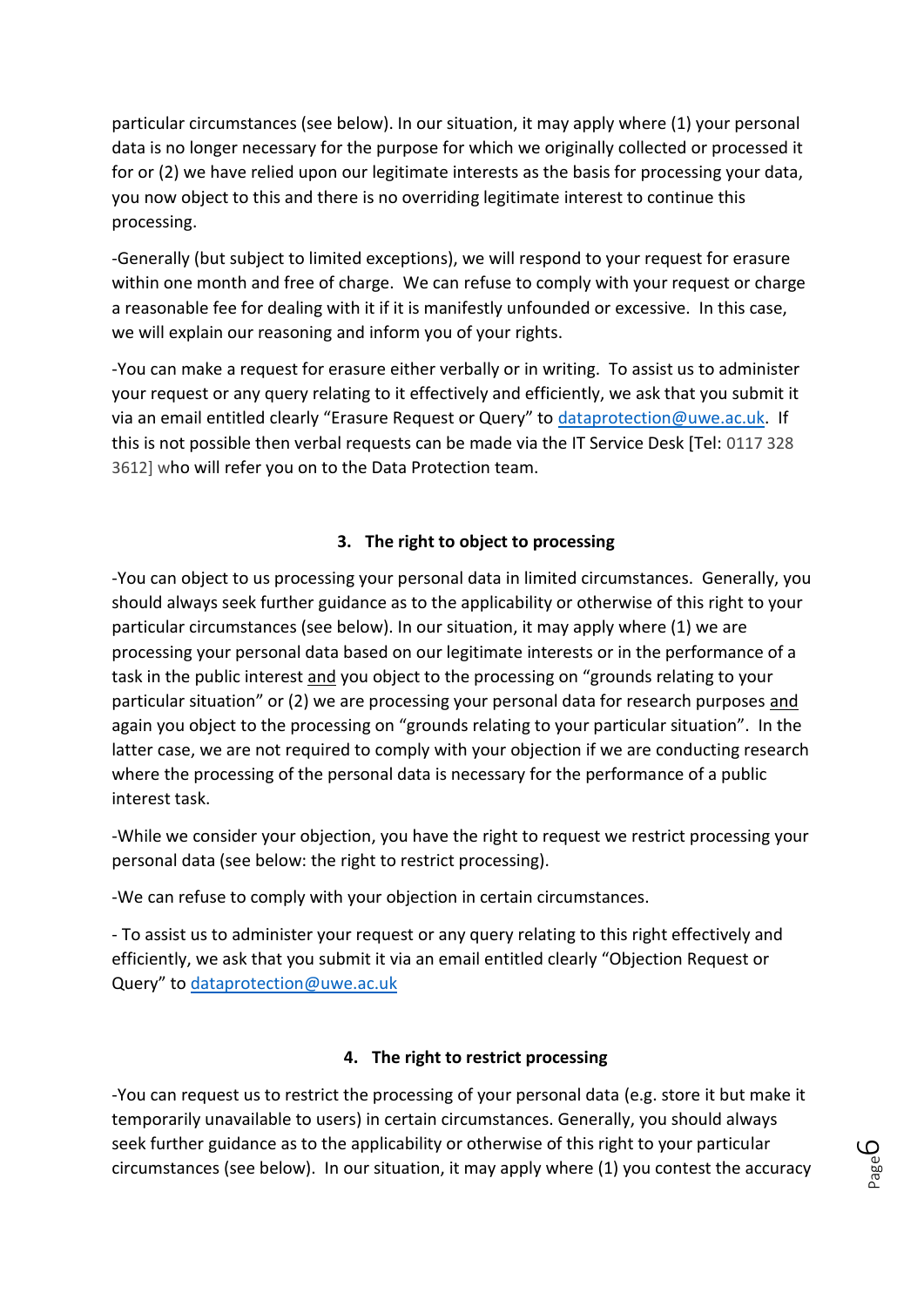particular circumstances (see below). In our situation, it may apply where (1) your personal data is no longer necessary for the purpose for which we originally collected or processed it for or (2) we have relied upon our legitimate interests as the basis for processing your data, you now object to this and there is no overriding legitimate interest to continue this processing.

-Generally (but subject to limited exceptions), we will respond to your request for erasure within one month and free of charge. We can refuse to comply with your request or charge a reasonable fee for dealing with it if it is manifestly unfounded or excessive. In this case, we will explain our reasoning and inform you of your rights.

-You can make a request for erasure either verbally or in writing. To assist us to administer your request or any query relating to it effectively and efficiently, we ask that you submit it via an email entitled clearly "Erasure Request or Query" to dataprotection@uwe.ac.uk. If this is not possible then verbal requests can be made via the IT Service Desk [Tel: 0117 328 3612] who will refer you on to the Data Protection team.

### 3. The right to object to processing

-You can object to us processing your personal data in limited circumstances. Generally, you should always seek further guidance as to the applicability or otherwise of this right to your particular circumstances (see below). In our situation, it may apply where (1) we are processing your personal data based on our legitimate interests or in the performance of a task in the public interest and you object to the processing on "grounds relating to your particular situation" or (2) we are processing your personal data for research purposes and again you object to the processing on "grounds relating to your particular situation". In the latter case, we are not required to comply with your objection if we are conducting research where the processing of the personal data is necessary for the performance of a public interest task.

-While we consider your objection, you have the right to request we restrict processing your personal data (see below: the right to restrict processing).

-We can refuse to comply with your objection in certain circumstances.

- To assist us to administer your request or any query relating to this right effectively and efficiently, we ask that you submit it via an email entitled clearly "Objection Request or Query" to dataprotection@uwe.ac.uk

### 4. The right to restrict processing

-You can request us to restrict the processing of your personal data (e.g. store it but make it temporarily unavailable to users) in certain circumstances. Generally, you should always seek further guidance as to the applicability or otherwise of this right to your particular circumstances (see below). In our situation, it may apply where (1) you contest the accuracy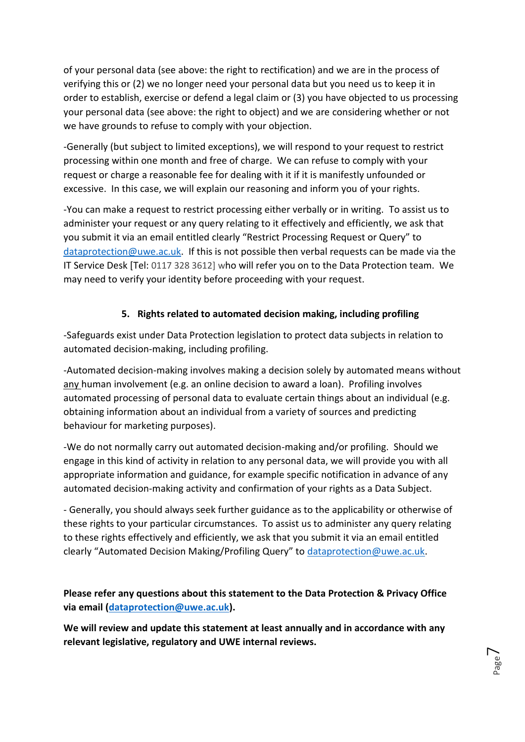of your personal data (see above: the right to rectification) and we are in the process of verifying this or (2) we no longer need your personal data but you need us to keep it in order to establish, exercise or defend a legal claim or (3) you have objected to us processing your personal data (see above: the right to object) and we are considering whether or not we have grounds to refuse to comply with your objection.

-Generally (but subject to limited exceptions), we will respond to your request to restrict processing within one month and free of charge. We can refuse to comply with your request or charge a reasonable fee for dealing with it if it is manifestly unfounded or excessive. In this case, we will explain our reasoning and inform you of your rights.

-You can make a request to restrict processing either verbally or in writing. To assist us to administer your request or any query relating to it effectively and efficiently, we ask that you submit it via an email entitled clearly "Restrict Processing Request or Query" to dataprotection@uwe.ac.uk. If this is not possible then verbal requests can be made via the IT Service Desk [Tel: 0117 328 3612] who will refer you on to the Data Protection team. We may need to verify your identity before proceeding with your request.

### 5. Rights related to automated decision making, including profiling

-Safeguards exist under Data Protection legislation to protect data subjects in relation to automated decision-making, including profiling.

-Automated decision-making involves making a decision solely by automated means without any human involvement (e.g. an online decision to award a loan). Profiling involves automated processing of personal data to evaluate certain things about an individual (e.g. obtaining information about an individual from a variety of sources and predicting behaviour for marketing purposes).

-We do not normally carry out automated decision-making and/or profiling. Should we engage in this kind of activity in relation to any personal data, we will provide you with all appropriate information and guidance, for example specific notification in advance of any automated decision-making activity and confirmation of your rights as a Data Subject.

- Generally, you should always seek further guidance as to the applicability or otherwise of these rights to your particular circumstances. To assist us to administer any query relating to these rights effectively and efficiently, we ask that you submit it via an email entitled clearly "Automated Decision Making/Profiling Query" to dataprotection@uwe.ac.uk.

**Please refer any questions about this statement to the Data Protection & Privacy Office via email (dataprotection@uwe.ac.uk).**

**We will review and update this statement at least annually and in accordance with any relevant legislative, regulatory and UWE internal reviews.**